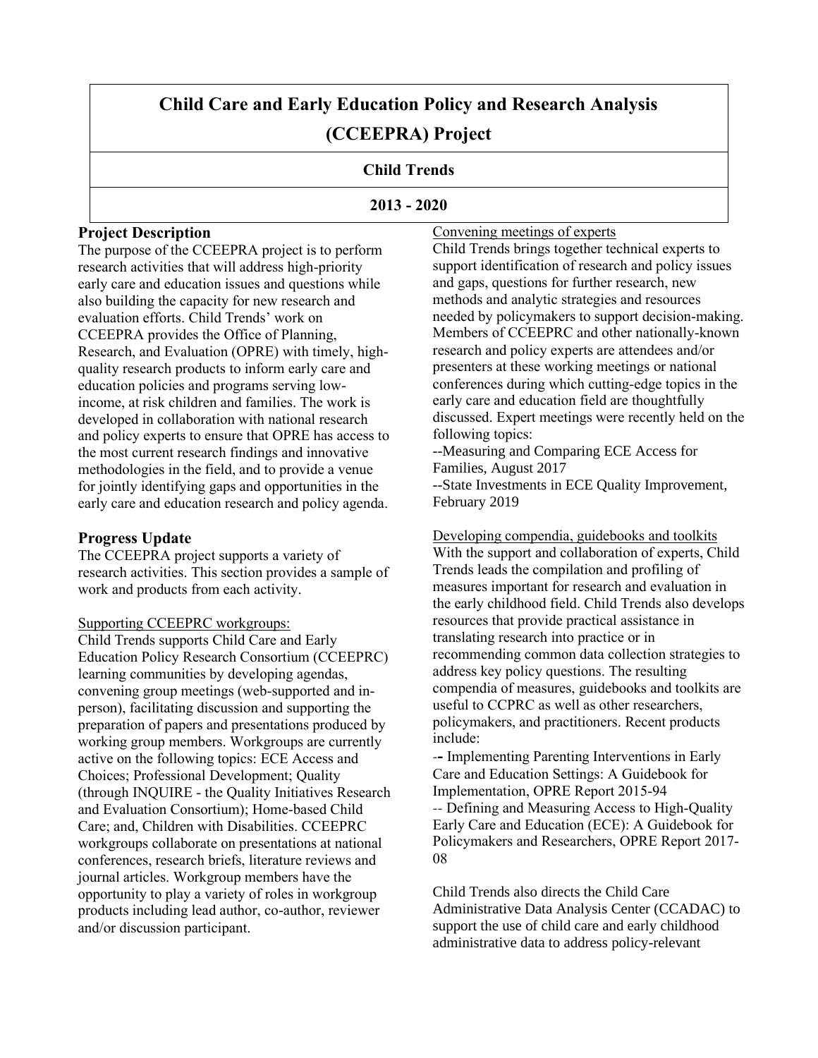# Child Care and Early Education Policy and Research Analysis (CCEEPRA) Project

## Child Trends

## 2013 - 2020

### Project Description

The purpose of the CCEEPRA project is to perform research activities that will address high-priority early care and education issues and questions while also building the capacity for new research and evaluation efforts. Child Trends' work on CCEEPRA provides the Office of Planning, Research, and Evaluation (OPRE) with timely, high-quality research products to inform early care and education policies and programs serving low-income, at risk children and families. The work is developed in collaboration with national research and policy experts to ensure that OPRE has access to the most current research findings and innovative methodologies in the field, and to provide a venue for jointly identifying gaps and opportunities in the early care and education research and policy agenda.

### Progress Update

The CCEEPRA project supports a variety of research activities. This section provides a sample of work and products from each activity.

Supporting CCEEPRC workgroups:

Child Trends supports Child Care and Early Education Policy Research Consortium (CCEEPRC) learning communities by developing agendas, convening group meetings (web-supported and in-person), facilitating discussion and supporting the preparation of papers and presentations produced by working group members. Workgroups are currently active on the following topics: ECE Access and Choices; Professional Development; Quality (through INQUIRE - the Quality Initiatives Research and Evaluation Consortium); Home-based Child Care; and, Children with Disabilities. CCEEPRC workgroups collaborate on presentations at national conferences, research briefs, literature reviews and journal articles. Workgroup members have the opportunity to play a variety of roles in workgroup products including lead author, co-author, reviewer and/or discussion participant.

Convening meetings of experts

Child Trends brings together technical experts to support identification of research and policy issues and gaps, questions for further research, new methods and analytic strategies and resources needed by policymakers to support decision-making. Members of CCEEPRC and other nationally-known research and policy experts are attendees and/or presenters at these working meetings or national conferences during which cutting-edge topics in the early care and education field are thoughtfully discussed. Expert meetings were recently held on the following topics:

--Measuring and Comparing ECE Access for Families, August 2017

--State Investments in ECE Quality Improvement, February 2019

Developing compendia, guidebooks and toolkits

With the support and collaboration of experts, Child Trends leads the compilation and profiling of measures important for research and evaluation in the early childhood field. Child Trends also develops resources that provide practical assistance in translating research into practice or in recommending common data collection strategies to address key policy questions. The resulting compendia of measures, guidebooks and toolkits are useful to CCPRC as well as other researchers, policymakers, and practitioners. Recent products include:

-- Implementing Parenting Interventions in Early Care and Education Settings: A Guidebook for Implementation, OPRE Report 2015-94

-- Defining and Measuring Access to High-Quality Early Care and Education (ECE): A Guidebook for Policymakers and Researchers, OPRE Report 2017-08

Child Trends also directs the Child Care Administrative Data Analysis Center (CCADAC) to support the use of child care and early childhood administrative data to address policy-relevant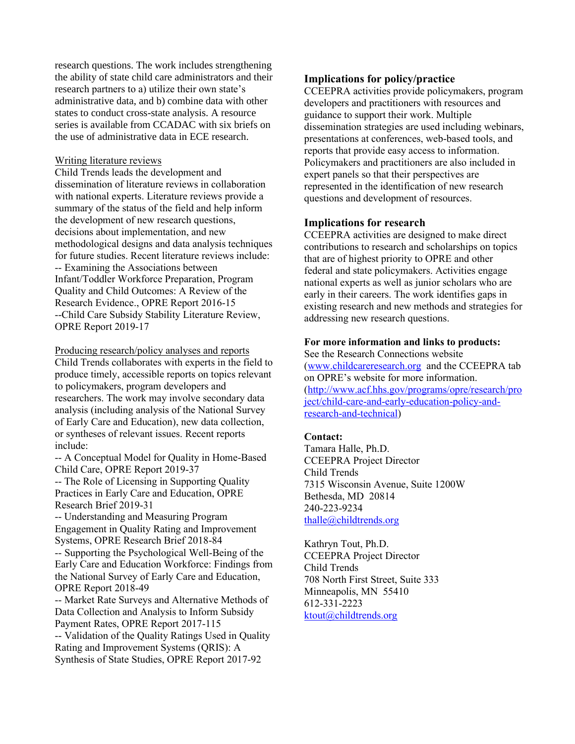research questions. The work includes strengthening the ability of state child care administrators and their research partners to a) utilize their own state's administrative data, and b) combine data with other states to conduct cross-state analysis. A resource series is available from CCADAC with six briefs on the use of administrative data in ECE research.

Writing literature reviews

Child Trends leads the development and dissemination of literature reviews in collaboration with national experts. Literature reviews provide a summary of the status of the field and help inform the development of new research questions, decisions about implementation, and new methodological designs and data analysis techniques for future studies. Recent literature reviews include:

-- Examining the Associations between Infant/Toddler Workforce Preparation, Program Quality and Child Outcomes: A Review of the Research Evidence., OPRE Report 2016-15

--Child Care Subsidy Stability Literature Review, OPRE Report 2019-17

Producing research/policy analyses and reports

Child Trends collaborates with experts in the field to produce timely, accessible reports on topics relevant to policymakers, program developers and researchers. The work may involve secondary data analysis (including analysis of the National Survey of Early Care and Education), new data collection, or syntheses of relevant issues. Recent reports include:

-- A Conceptual Model for Quality in Home-Based Child Care, OPRE Report 2019-37

-- The Role of Licensing in Supporting Quality Practices in Early Care and Education, OPRE Research Brief 2019-31

-- Understanding and Measuring Program Engagement in Quality Rating and Improvement Systems, OPRE Research Brief 2018-84

-- Supporting the Psychological Well-Being of the Early Care and Education Workforce: Findings from the National Survey of Early Care and Education, OPRE Report 2018-49

-- Market Rate Surveys and Alternative Methods of Data Collection and Analysis to Inform Subsidy Payment Rates, OPRE Report 2017-115

-- Validation of the Quality Ratings Used in Quality Rating and Improvement Systems (QRIS): A Synthesis of State Studies, OPRE Report 2017-92

## Implications for policy/practice

CCEEPRA activities provide policymakers, program developers and practitioners with resources and guidance to support their work. Multiple dissemination strategies are used including webinars, presentations at conferences, web-based tools, and reports that provide easy access to information. Policymakers and practitioners are also included in expert panels so that their perspectives are represented in the identification of new research questions and development of resources.

## Implications for research

CCEEPRA activities are designed to make direct contributions to research and scholarships on topics that are of highest priority to OPRE and other federal and state policymakers. Activities engage national experts as well as junior scholars who are early in their careers. The work identifies gaps in existing research and new methods and strategies for addressing new research questions.

**For more information and links to products:**

See the Research Connections website (www.childcareresearch.org) and the CCEEPRA tab on OPRE's website for more information. (http://www.acf.hhs.gov/programs/opre/research/project/child-care-and-early-education-policy-and-research-and-technical)

**Contact:**

Tamara Halle, Ph.D.
CCEEPRA Project Director
Child Trends
7315 Wisconsin Avenue, Suite 1200W
Bethesda, MD 20814
240-223-9234
thalle@childtrends.org

Kathryn Tout, Ph.D.
CCEEPRA Project Director
Child Trends
708 North First Street, Suite 333
Minneapolis, MN 55410
612-331-2223
ktout@childtrends.org